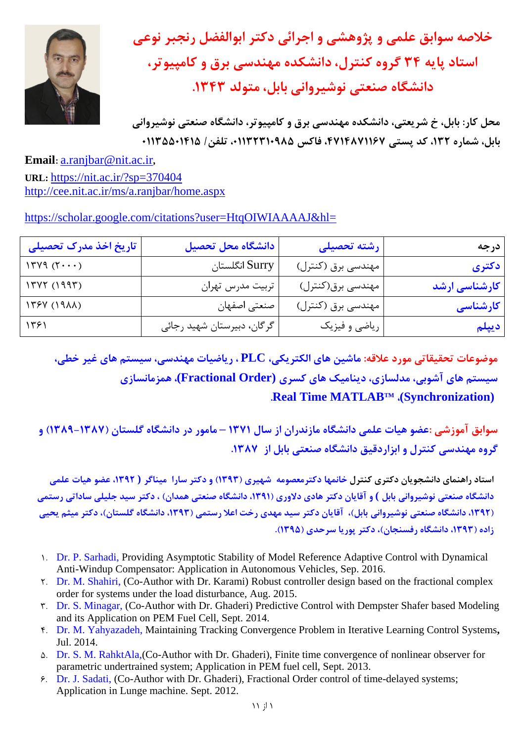# خلاصه سوابق علمی و پژوهشی و اجرائی دکتر ابوالفضل رنجبر نوعی
## استاد پایه ۳۴ گروه کنترل، دانشکده مهندسی برق و کامپیوتر، دانشگاه صنعتی نوشیروانی بابل، متولد ۱۳۴۳.

**محل کار: بابل، خ شریعتی، دانشکده مهندسی برق و کامپیوتر، دانشگاه صنعتی نوشیروانی بابل، شماره ۱۳۲، کد پستی ۴۷۱۴۸۷۱۱۶۷، فاکس ۰۱۱۳۲۳۱۰۹۸۵، تلفن/ ۰۱۱۳۵۵۰۱۴۱۵**

**Email**: a.ranjbar@nit.ac.ir,
**URL:** https://nit.ac.ir/?sp=370404
http://cee.nit.ac.ir/ms/a.ranjbar/home.aspx

https://scholar.google.com/citations?user=HtqOIWIAAAAJ&hl=

| درجه | رشته تحصیلی | دانشگاه محل تحصیل | تاریخ اخذ مدرک تحصیلی |
|---|---|---|---|
| دکتری | مهندسی برق (کنترل) | Surry انگلستان | ۱۳۷۹ (۲۰۰۰) |
| کارشناسی ارشد | مهندسی برق(کنترل) | تربیت مدرس تهران | ۱۳۷۲ (۱۹۹۳) |
| کارشناسی | مهندسی برق (کنترل) | صنعتی اصفهان | ۱۳۶۷ (۱۹۸۸) |
| دیپلم | ریاضی و فیزیک | گرگان، دبیرستان شهید رجائی | ۱۳۶۱ |

**موضوعات تحقیقاتی مورد علاقه: ماشین های الکتریکی، PLC ، ریاضیات مهندسی، سیستم های غیر خطی، سیستم های آشوبی، مدلسازی، دینامیک های کسری (Fractional Order)، همزمانسازی (Synchronization)، Real Time MATLAB™.**

**سوابق آموزشی :عضو هیات علمی دانشگاه مازندران از سال ۱۳۷۱ – مامور در دانشگاه گلستان (۱۳۸۷-۱۳۸۹) و گروه مهندسی کنترل و ابزاردقیق دانشگاه صنعتی بابل از ۱۳۸۷.**

**استاد راهنمای دانشجویان دکتری کنترل خانمها دکترمعصومه شهیری (۱۳۹۳) و دکتر سارا میناگر ( ۱۳۹۲، عضو هیات علمی دانشگاه صنعتی نوشیروانی بابل ) و آقایان دکتر هادی دلاوری (۱۳۹۱، دانشگاه صنعتی همدان) ، دکتر سید جلیلی ساداتی رستمی (۱۳۹۲، دانشگاه صنعتی نوشیروانی بابل)، آقایان دکتر سید مهدی رخت اعلا رستمی (۱۳۹۳، دانشگاه گلستان)، دکتر میثم یحیی زاده (۱۳۹۳، دانشگاه رفسنجان)، دکتر پوریا سرحدی (۱۳۹۵).**

1. Dr. P. Sarhadi, Providing Asymptotic Stability of Model Reference Adaptive Control with Dynamical Anti-Windup Compensator: Application in Autonomous Vehicles, Sep. 2016.
2. Dr. M. Shahiri, (Co-Author with Dr. Karami) Robust controller design based on the fractional complex order for systems under the load disturbance, Aug. 2015.
3. Dr. S. Minagar, (Co-Author with Dr. Ghaderi) Predictive Control with Dempster Shafer based Modeling and its Application on PEM Fuel Cell, Sept. 2014.
4. Dr. M. Yahyazadeh, Maintaining Tracking Convergence Problem in Iterative Learning Control Systems, Jul. 2014.
5. Dr. S. M. RahktAla,(Co-Author with Dr. Ghaderi), Finite time convergence of nonlinear observer for parametric undertrained system; Application in PEM fuel cell, Sept. 2013.
6. Dr. J. Sadati, (Co-Author with Dr. Ghaderi), Fractional Order control of time-delayed systems; Application in Lunge machine. Sept. 2012.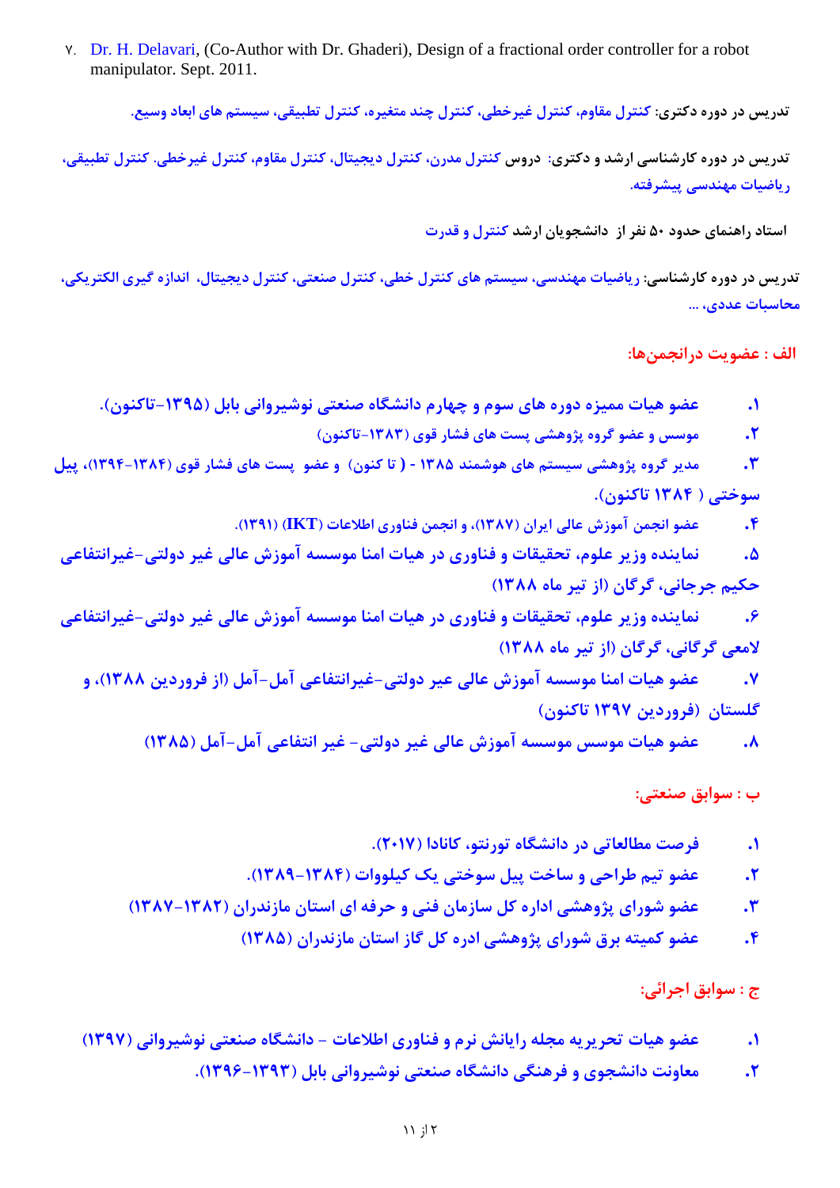۷. Dr. H. Delavari, (Co-Author with Dr. Ghaderi), Design of a fractional order controller for a robot manipulator. Sept. 2011.

**تدریس در دوره دکتری: کنترل مقاوم، کنترل غیرخطی، کنترل چند متغیره، کنترل تطبیقی، سیستم های ابعاد وسیع.**

**تدریس در دوره کارشناسی ارشد و دکتری: دروس کنترل مدرن، کنترل دیجیتال، کنترل مقاوم، کنترل غیرخطی. کنترل تطبیقی، ریاضیات مهندسی پیشرفته.**

**استاد راهنمای حدود ۵۰ نفر از دانشجویان ارشد کنترل و قدرت**

**تدریس در دوره کارشناسی: ریاضیات مهندسی، سیستم های کنترل خطی، کنترل صنعتی، کنترل دیجیتال، اندازه گیری الکتریکی، محاسبات عددی، ...**

## الف : عضویت درانجمن‌ها:

۱. **عضو هیات ممیزه دوره های سوم و چهارم دانشگاه صنعتی نوشیروانی بابل (۱۳۹۵-تاکنون).**
۲. **موسس و عضو گروه پژوهشی پست های فشار قوی (۱۳۸۳-تاکنون)**
۳. **مدیر گروه پژوهشی سیستم های هوشمند ۱۳۸۵ - ( تا کنون) و عضو پست های فشار قوی (۱۳۸۴-۱۳۹۴)، پیل سوختی ( ۱۳۸۴ تاکنون).**
۴. **عضو انجمن آموزش عالی ایران (۱۳۸۷)، و انجمن فناوری اطلاعات (IKT) (۱۳۹۱).**
۵. **نماینده وزیر علوم، تحقیقات و فناوری در هیات امنا موسسه آموزش عالی غیر دولتی-غیرانتفاعی حکیم جرجانی، گرگان (از تیر ماه ۱۳۸۸)**
۶. **نماینده وزیر علوم، تحقیقات و فناوری در هیات امنا موسسه آموزش عالی غیر دولتی-غیرانتفاعی لامعی گرگانی، گرگان (از تیر ماه ۱۳۸۸)**
۷. **عضو هیات امنا موسسه آموزش عالی عیر دولتی-غیرانتفاعی آمل-آمل (از فروردین ۱۳۸۸)، و گلستان (فروردین ۱۳۹۷ تاکنون)**
۸. **عضو هیات موسس موسسه آموزش عالی غیر دولتی- غیر انتفاعی آمل-آمل (۱۳۸۵)**

## ب : سوابق صنعتی:

۱. **فرصت مطالعاتی در دانشگاه تورنتو، کانادا (۲۰۱۷).**
۲. **عضو تیم طراحی و ساخت پیل سوختی یک کیلووات (۱۳۸۴-۱۳۸۹).**
۳. **عضو شورای پژوهشی اداره کل سازمان فنی و حرفه ای استان مازندران (۱۳۸۲-۱۳۸۷)**
۴. **عضو کمیته برق شورای پژوهشی ادره کل گاز استان مازندران (۱۳۸۵)**

## ج : سوابق اجرائی:

۱. **عضو هیات تحریریه مجله رایانش نرم و فناوری اطلاعات - دانشگاه صنعتی نوشیروانی (۱۳۹۷)**
۲. **معاونت دانشجوی و فرهنگی دانشگاه صنعتی نوشیروانی بابل (۱۳۹۳-۱۳۹۶).**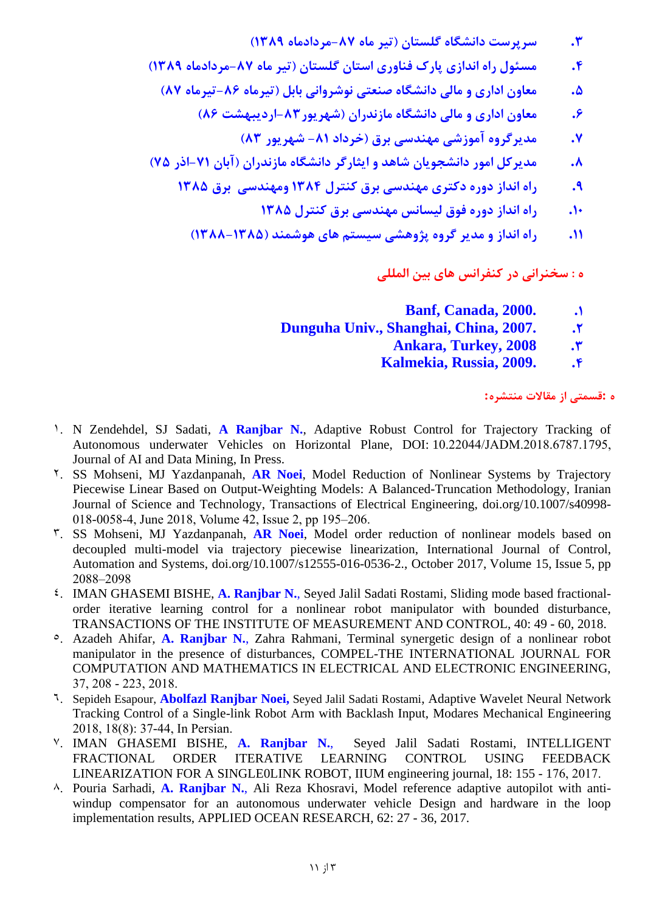۳. سرپرست دانشگاه گلستان (تیر ماه ۸۷–مردادماه ۱۳۸۹)

۴. مسئول راه اندازی پارک فناوری استان گلستان (تیر ماه ۸۷–مردادماه ۱۳۸۹)

۵. معاون اداری و مالی دانشگاه صنعتی نوشروانی بابل (تیرماه ۸۶–تیرماه ۸۷)

۶. معاون اداری و مالی دانشگاه مازندران (شهریور۸۳–اردیبهشت ۸۶)

۷. مدیرگروه آموزشی مهندسی برق (خرداد ۸۱– شهریور ۸۳)

۸. مدیرکل امور دانشجویان شاهد و ایثارگر دانشگاه مازندران (آبان ۷۱–اذر ۷۵)

۹. راه اندازدوره دکتری مهندسی برق کنترل ۱۳۸۴ ومهندسی برق ۱۳۸۵

۱۰. راه انداز دوره فوق لیسانس مهندسی برق کنترل ۱۳۸۵

۱۱. راه انداز و مدیر گروه پژوهشی سیستم های هوشمند (۱۳۸۵–۱۳۸۸)

**ه : سخنرانی در کنفرانس های بین المللی**

۱. **Banf, Canada, 2000.**

۲. **Dunguha Univ., Shanghai, China, 2007.**

۳. **Ankara, Turkey, 2008**

۴. **Kalmekia, Russia, 2009.**

**ه :قسمتی از مقالات منتشره:**

۱. N Zendehdel, SJ Sadati, **A Ranjbar N.**, Adaptive Robust Control for Trajectory Tracking of Autonomous underwater Vehicles on Horizontal Plane, DOI: 10.22044/JADM.2018.6787.1795, Journal of AI and Data Mining, In Press.

۲. SS Mohseni, MJ Yazdanpanah, **AR Noei**, Model Reduction of Nonlinear Systems by Trajectory Piecewise Linear Based on Output-Weighting Models: A Balanced-Truncation Methodology, Iranian Journal of Science and Technology, Transactions of Electrical Engineering, doi.org/10.1007/s40998-018-0058-4, June 2018, Volume 42, Issue 2, pp 195–206.

۳. SS Mohseni, MJ Yazdanpanah, **AR Noei**, Model order reduction of nonlinear models based on decoupled multi-model via trajectory piecewise linearization, International Journal of Control, Automation and Systems, doi.org/10.1007/s12555-016-0536-2., October 2017, Volume 15, Issue 5, pp 2088–2098

۴. IMAN GHASEMI BISHE, **A. Ranjbar N.**, Seyed Jalil Sadati Rostami, Sliding mode based fractional-order iterative learning control for a nonlinear robot manipulator with bounded disturbance, TRANSACTIONS OF THE INSTITUTE OF MEASUREMENT AND CONTROL, 40: 49 - 60, 2018.

۵. Azadeh Ahifar, **A. Ranjbar N.**, Zahra Rahmani, Terminal synergetic design of a nonlinear robot manipulator in the presence of disturbances, COMPEL-THE INTERNATIONAL JOURNAL FOR COMPUTATION AND MATHEMATICS IN ELECTRICAL AND ELECTRONIC ENGINEERING, 37, 208 - 223, 2018.

۶. Sepideh Esapour, **Abolfazl Ranjbar Noei,** Seyed Jalil Sadati Rostami, Adaptive Wavelet Neural Network Tracking Control of a Single-link Robot Arm with Backlash Input, Modares Mechanical Engineering 2018, 18(8): 37-44, In Persian.

۷. IMAN GHASEMI BISHE, **A. Ranjbar N.**, Seyed Jalil Sadati Rostami, INTELLIGENT FRACTIONAL ORDER ITERATIVE LEARNING CONTROL USING FEEDBACK LINEARIZATION FOR A SINGLE0LINK ROBOT, IIUM engineering journal, 18: 155 - 176, 2017.

۸. Pouria Sarhadi, **A. Ranjbar N.**, Ali Reza Khosravi, Model reference adaptive autopilot with anti-windup compensator for an autonomous underwater vehicle Design and hardware in the loop implementation results, APPLIED OCEAN RESEARCH, 62: 27 - 36, 2017.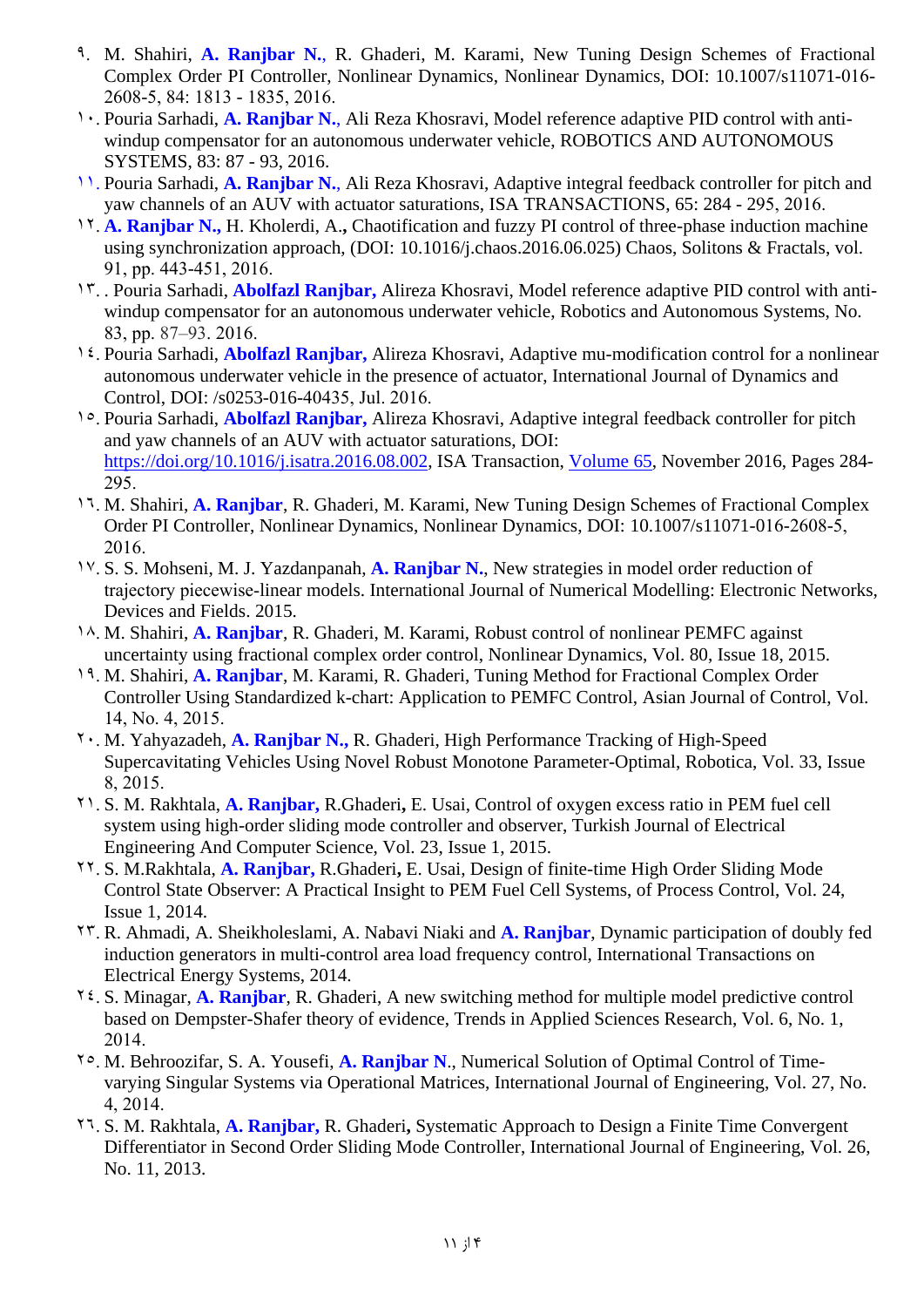٩. M. Shahiri, **A. Ranjbar N.**, R. Ghaderi, M. Karami, New Tuning Design Schemes of Fractional Complex Order PI Controller, Nonlinear Dynamics, Nonlinear Dynamics, DOI: 10.1007/s11071-016-2608-5, 84: 1813 - 1835, 2016.

١٠. Pouria Sarhadi, **A. Ranjbar N.**, Ali Reza Khosravi, Model reference adaptive PID control with anti-windup compensator for an autonomous underwater vehicle, ROBOTICS AND AUTONOMOUS SYSTEMS, 83: 87 - 93, 2016.

١١. Pouria Sarhadi, **A. Ranjbar N.**, Ali Reza Khosravi, Adaptive integral feedback controller for pitch and yaw channels of an AUV with actuator saturations, ISA TRANSACTIONS, 65: 284 - 295, 2016.

١٢. **A. Ranjbar N.,** H. Kholerdi, A.**,** Chaotification and fuzzy PI control of three-phase induction machine using synchronization approach, (DOI: 10.1016/j.chaos.2016.06.025) Chaos, Solitons & Fractals, vol. 91, pp. 443-451, 2016.

١٣. . Pouria Sarhadi, **Abolfazl Ranjbar,** Alireza Khosravi, Model reference adaptive PID control with anti-windup compensator for an autonomous underwater vehicle, Robotics and Autonomous Systems, No. 83, pp. 87–93. 2016.

١٤. Pouria Sarhadi, **Abolfazl Ranjbar,** Alireza Khosravi, Adaptive mu-modification control for a nonlinear autonomous underwater vehicle in the presence of actuator, International Journal of Dynamics and Control, DOI: /s0253-016-40435, Jul. 2016.

١٥. Pouria Sarhadi, **Abolfazl Ranjbar,** Alireza Khosravi, Adaptive integral feedback controller for pitch and yaw channels of an AUV with actuator saturations, DOI: https://doi.org/10.1016/j.isatra.2016.08.002, ISA Transaction, Volume 65, November 2016, Pages 284-295.

١٦. M. Shahiri, **A. Ranjbar**, R. Ghaderi, M. Karami, New Tuning Design Schemes of Fractional Complex Order PI Controller, Nonlinear Dynamics, Nonlinear Dynamics, DOI: 10.1007/s11071-016-2608-5, 2016.

١٧. S. S. Mohseni, M. J. Yazdanpanah, **A. Ranjbar N.**, New strategies in model order reduction of trajectory piecewise-linear models. International Journal of Numerical Modelling: Electronic Networks, Devices and Fields. 2015.

١٨. M. Shahiri, **A. Ranjbar**, R. Ghaderi, M. Karami, Robust control of nonlinear PEMFC against uncertainty using fractional complex order control, Nonlinear Dynamics, Vol. 80, Issue 18, 2015.

١٩. M. Shahiri, **A. Ranjbar**, M. Karami, R. Ghaderi, Tuning Method for Fractional Complex Order Controller Using Standardized k-chart: Application to PEMFC Control, Asian Journal of Control, Vol. 14, No. 4, 2015.

٢٠. M. Yahyazadeh, **A. Ranjbar N.,** R. Ghaderi, High Performance Tracking of High-Speed Supercavitating Vehicles Using Novel Robust Monotone Parameter-Optimal, Robotica, Vol. 33, Issue 8, 2015.

٢١. S. M. Rakhtala, **A. Ranjbar,** R.Ghaderi**,** E. Usai, Control of oxygen excess ratio in PEM fuel cell system using high-order sliding mode controller and observer, Turkish Journal of Electrical Engineering And Computer Science, Vol. 23, Issue 1, 2015.

٢٢. S. M.Rakhtala, **A. Ranjbar,** R.Ghaderi**,** E. Usai, Design of finite-time High Order Sliding Mode Control State Observer: A Practical Insight to PEM Fuel Cell Systems, of Process Control, Vol. 24, Issue 1, 2014.

٢٣. R. Ahmadi, A. Sheikholeslami, A. Nabavi Niaki and **A. Ranjbar**, Dynamic participation of doubly fed induction generators in multi-control area load frequency control, International Transactions on Electrical Energy Systems, 2014.

٢٤. S. Minagar, **A. Ranjbar**, R. Ghaderi, A new switching method for multiple model predictive control based on Dempster-Shafer theory of evidence, Trends in Applied Sciences Research, Vol. 6, No. 1, 2014.

٢٥. M. Behroozifar, S. A. Yousefi, **A. Ranjbar N**., Numerical Solution of Optimal Control of Time-varying Singular Systems via Operational Matrices, International Journal of Engineering, Vol. 27, No. 4, 2014.

٢٦. S. M. Rakhtala, **A. Ranjbar,** R. Ghaderi**,** Systematic Approach to Design a Finite Time Convergent Differentiator in Second Order Sliding Mode Controller, International Journal of Engineering, Vol. 26, No. 11, 2013.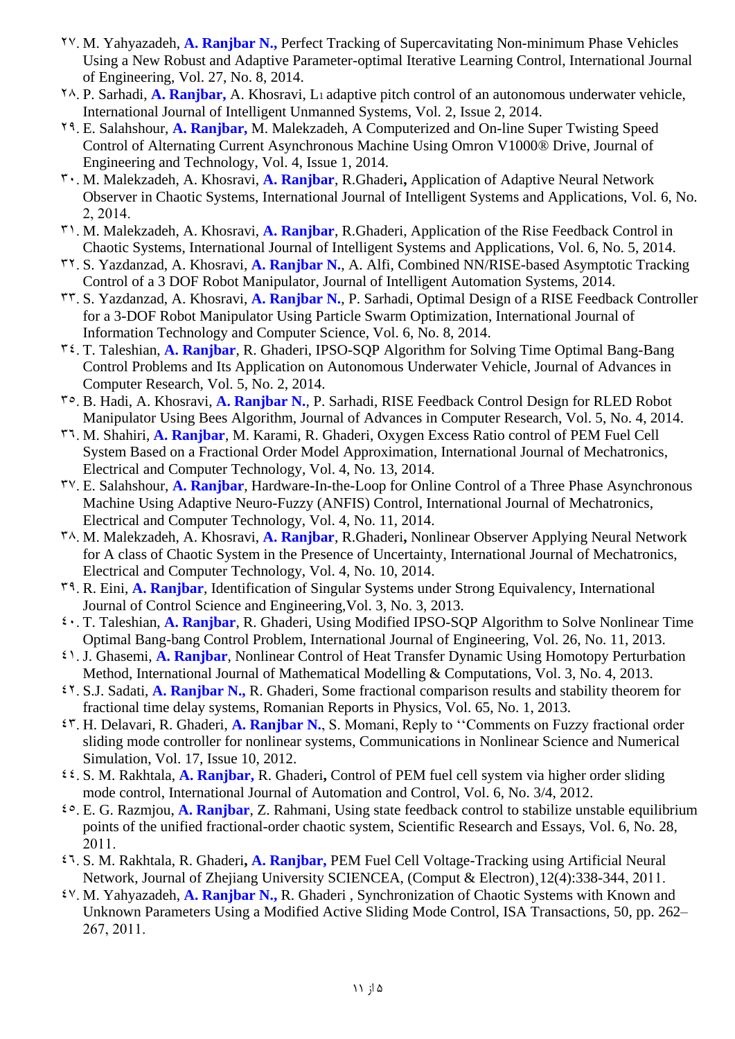۲۷. M. Yahyazadeh, **A. Ranjbar N.,** Perfect Tracking of Supercavitating Non-minimum Phase Vehicles Using a New Robust and Adaptive Parameter-optimal Iterative Learning Control, International Journal of Engineering, Vol. 27, No. 8, 2014.

۲۸. P. Sarhadi, **A. Ranjbar,** A. Khosravi, $L_1$ adaptive pitch control of an autonomous underwater vehicle, International Journal of Intelligent Unmanned Systems, Vol. 2, Issue 2, 2014.

۲۹. E. Salahshour, **A. Ranjbar,** M. Malekzadeh, A Computerized and On-line Super Twisting Speed Control of Alternating Current Asynchronous Machine Using Omron V1000® Drive, Journal of Engineering and Technology, Vol. 4, Issue 1, 2014.

۳۰. M. Malekzadeh, A. Khosravi, **A. Ranjbar**, R.Ghaderi**,** Application of Adaptive Neural Network Observer in Chaotic Systems, International Journal of Intelligent Systems and Applications, Vol. 6, No. 2, 2014.

۳۱. M. Malekzadeh, A. Khosravi, **A. Ranjbar**, R.Ghaderi, Application of the Rise Feedback Control in Chaotic Systems, International Journal of Intelligent Systems and Applications, Vol. 6, No. 5, 2014.

۳۲. S. Yazdanzad, A. Khosravi, **A. Ranjbar N.**, A. Alfi, Combined NN/RISE-based Asymptotic Tracking Control of a 3 DOF Robot Manipulator, Journal of Intelligent Automation Systems, 2014.

۳۳. S. Yazdanzad, A. Khosravi, **A. Ranjbar N.**, P. Sarhadi, Optimal Design of a RISE Feedback Controller for a 3-DOF Robot Manipulator Using Particle Swarm Optimization, International Journal of Information Technology and Computer Science, Vol. 6, No. 8, 2014.

۳۴. T. Taleshian, **A. Ranjbar**, R. Ghaderi, IPSO-SQP Algorithm for Solving Time Optimal Bang-Bang Control Problems and Its Application on Autonomous Underwater Vehicle, Journal of Advances in Computer Research, Vol. 5, No. 2, 2014.

۳۵. B. Hadi, A. Khosravi, **A. Ranjbar N.**, P. Sarhadi, RISE Feedback Control Design for RLED Robot Manipulator Using Bees Algorithm, Journal of Advances in Computer Research, Vol. 5, No. 4, 2014.

۳۶. M. Shahiri, **A. Ranjbar**, M. Karami, R. Ghaderi, Oxygen Excess Ratio control of PEM Fuel Cell System Based on a Fractional Order Model Approximation, International Journal of Mechatronics, Electrical and Computer Technology, Vol. 4, No. 13, 2014.

۳۷. E. Salahshour, **A. Ranjbar**, Hardware-In-the-Loop for Online Control of a Three Phase Asynchronous Machine Using Adaptive Neuro-Fuzzy (ANFIS) Control, International Journal of Mechatronics, Electrical and Computer Technology, Vol. 4, No. 11, 2014.

۳۸. M. Malekzadeh, A. Khosravi, **A. Ranjbar**, R.Ghaderi**,** Nonlinear Observer Applying Neural Network for A class of Chaotic System in the Presence of Uncertainty, International Journal of Mechatronics, Electrical and Computer Technology, Vol. 4, No. 10, 2014.

۳۹. R. Eini, **A. Ranjbar**, Identification of Singular Systems under Strong Equivalency, International Journal of Control Science and Engineering,Vol. 3, No. 3, 2013.

۴۰. T. Taleshian, **A. Ranjbar**, R. Ghaderi, Using Modified IPSO-SQP Algorithm to Solve Nonlinear Time Optimal Bang-bang Control Problem, International Journal of Engineering, Vol. 26, No. 11, 2013.

۴۱. J. Ghasemi, **A. Ranjbar**, Nonlinear Control of Heat Transfer Dynamic Using Homotopy Perturbation Method, International Journal of Mathematical Modelling & Computations, Vol. 3, No. 4, 2013.

۴۲. S.J. Sadati, **A. Ranjbar N.,** R. Ghaderi, Some fractional comparison results and stability theorem for fractional time delay systems, Romanian Reports in Physics, Vol. 65, No. 1, 2013.

۴۳. H. Delavari, R. Ghaderi, **A. Ranjbar N.**, S. Momani, Reply to ''Comments on Fuzzy fractional order sliding mode controller for nonlinear systems, Communications in Nonlinear Science and Numerical Simulation, Vol. 17, Issue 10, 2012.

۴۴. S. M. Rakhtala, **A. Ranjbar,** R. Ghaderi**,** Control of PEM fuel cell system via higher order sliding mode control, International Journal of Automation and Control, Vol. 6, No. 3/4, 2012.

۴۵. E. G. Razmjou, **A. Ranjbar**, Z. Rahmani, Using state feedback control to stabilize unstable equilibrium points of the unified fractional-order chaotic system, Scientific Research and Essays, Vol. 6, No. 28, 2011.

۴۶. S. M. Rakhtala, R. Ghaderi**, A. Ranjbar,** PEM Fuel Cell Voltage-Tracking using Artificial Neural Network, Journal of Zhejiang University SCIENCEA, (Comput & Electron)¸12(4):338-344, 2011.

۴۷. M. Yahyazadeh, **A. Ranjbar N.,** R. Ghaderi , Synchronization of Chaotic Systems with Known and Unknown Parameters Using a Modified Active Sliding Mode Control, ISA Transactions, 50, pp. 262–267, 2011.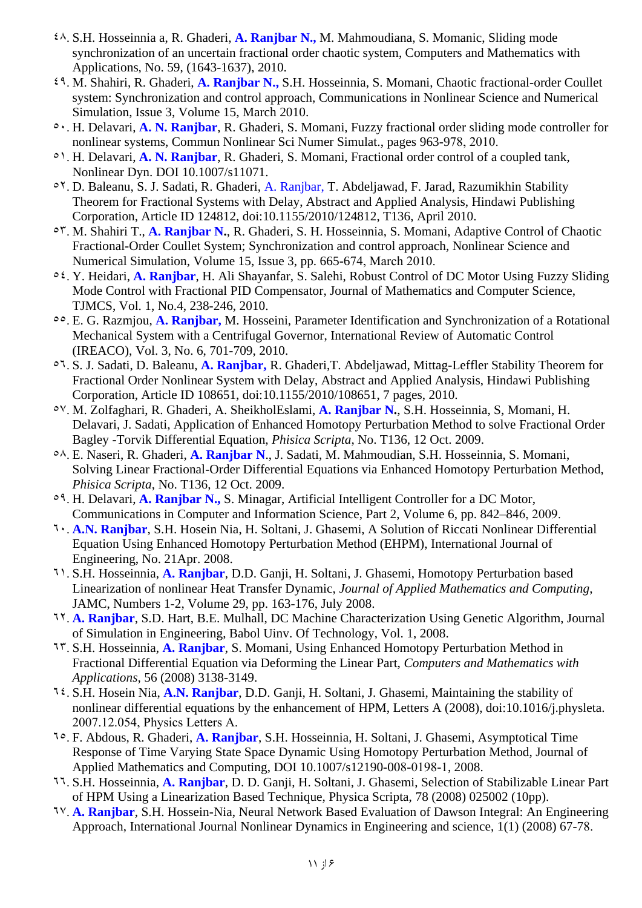٤٨. S.H. Hosseinnia a, R. Ghaderi, **A. Ranjbar N.,** M. Mahmoudiana, S. Momanic, Sliding mode synchronization of an uncertain fractional order chaotic system, Computers and Mathematics with Applications, No. 59, (1643-1637), 2010.

٤٩. M. Shahiri, R. Ghaderi, **A. Ranjbar N.,** S.H. Hosseinnia, S. Momani, Chaotic fractional-order Coullet system: Synchronization and control approach, Communications in Nonlinear Science and Numerical Simulation, Issue 3, Volume 15, March 2010.

٥٠. H. Delavari, **A. N. Ranjbar**, R. Ghaderi, S. Momani, Fuzzy fractional order sliding mode controller for nonlinear systems, Commun Nonlinear Sci Numer Simulat., pages 963-978, 2010.

٥١. H. Delavari, **A. N. Ranjbar**, R. Ghaderi, S. Momani, Fractional order control of a coupled tank, Nonlinear Dyn. DOI 10.1007/s11071.

٥٢. D. Baleanu, S. J. Sadati, R. Ghaderi, A. Ranjbar, T. Abdeljawad, F. Jarad, Razumikhin Stability Theorem for Fractional Systems with Delay, Abstract and Applied Analysis, Hindawi Publishing Corporation, Article ID 124812, doi:10.1155/2010/124812, T136, April 2010.

٥٣. M. Shahiri T., **A. Ranjbar N.**, R. Ghaderi, S. H. Hosseinnia, S. Momani, Adaptive Control of Chaotic Fractional-Order Coullet System; Synchronization and control approach, Nonlinear Science and Numerical Simulation, Volume 15, Issue 3, pp. 665-674, March 2010.

٥٤. Y. Heidari, **A. Ranjbar**, H. Ali Shayanfar, S. Salehi, Robust Control of DC Motor Using Fuzzy Sliding Mode Control with Fractional PID Compensator, Journal of Mathematics and Computer Science, TJMCS, Vol. 1, No.4, 238-246, 2010.

٥٥. E. G. Razmjou, **A. Ranjbar,** M. Hosseini, Parameter Identification and Synchronization of a Rotational Mechanical System with a Centrifugal Governor, International Review of Automatic Control (IREACO), Vol. 3, No. 6, 701-709, 2010.

٥٦. S. J. Sadati, D. Baleanu, **A. Ranjbar,** R. Ghaderi,T. Abdeljawad, Mittag-Leffler Stability Theorem for Fractional Order Nonlinear System with Delay, Abstract and Applied Analysis, Hindawi Publishing Corporation, Article ID 108651, doi:10.1155/2010/108651, 7 pages, 2010.

٥٧. M. Zolfaghari, R. Ghaderi, A. SheikholEslami, **A. Ranjbar N.**, S.H. Hosseinnia, S, Momani, H. Delavari, J. Sadati, Application of Enhanced Homotopy Perturbation Method to solve Fractional Order Bagley -Torvik Differential Equation, *Phisica Scripta*, No. T136, 12 Oct. 2009.

٥٨. E. Naseri, R. Ghaderi, **A. Ranjbar N**., J. Sadati, M. Mahmoudian, S.H. Hosseinnia, S. Momani, Solving Linear Fractional-Order Differential Equations via Enhanced Homotopy Perturbation Method, *Phisica Scripta*, No. T136, 12 Oct. 2009.

٥٩. H. Delavari, **A. Ranjbar N.,** S. Minagar, Artificial Intelligent Controller for a DC Motor, Communications in Computer and Information Science, Part 2, Volume 6, pp. 842–846, 2009.

٦٠. **A.N. Ranjbar**, S.H. Hosein Nia, H. Soltani, J. Ghasemi, A Solution of Riccati Nonlinear Differential Equation Using Enhanced Homotopy Perturbation Method (EHPM), International Journal of Engineering, No. 21Apr. 2008.

٦١. S.H. Hosseinnia, **A. Ranjbar**, D.D. Ganji, H. Soltani, J. Ghasemi, Homotopy Perturbation based Linearization of nonlinear Heat Transfer Dynamic, *Journal of Applied Mathematics and Computing*, JAMC, Numbers 1-2, Volume 29, pp. 163-176, July 2008.

٦٢. **A. Ranjbar**, S.D. Hart, B.E. Mulhall, DC Machine Characterization Using Genetic Algorithm, Journal of Simulation in Engineering, Babol Uinv. Of Technology, Vol. 1, 2008.

٦٣. S.H. Hosseinnia, **A. Ranjbar**, S. Momani, Using Enhanced Homotopy Perturbation Method in Fractional Differential Equation via Deforming the Linear Part, *Computers and Mathematics with Applications*, 56 (2008) 3138-3149.

٦٤. S.H. Hosein Nia, **A.N. Ranjbar**, D.D. Ganji, H. Soltani, J. Ghasemi, Maintaining the stability of nonlinear differential equations by the enhancement of HPM, Letters A (2008), doi:10.1016/j.physleta. 2007.12.054, Physics Letters A.

٦٥. F. Abdous, R. Ghaderi, **A. Ranjbar**, S.H. Hosseinnia, H. Soltani, J. Ghasemi, Asymptotical Time Response of Time Varying State Space Dynamic Using Homotopy Perturbation Method, Journal of Applied Mathematics and Computing, DOI 10.1007/s12190-008-0198-1, 2008.

٦٦. S.H. Hosseinnia, **A. Ranjbar**, D. D. Ganji, H. Soltani, J. Ghasemi, Selection of Stabilizable Linear Part of HPM Using a Linearization Based Technique, Physica Scripta, 78 (2008) 025002 (10pp).

٦٧. **A. Ranjbar**, S.H. Hossein-Nia, Neural Network Based Evaluation of Dawson Integral: An Engineering Approach, International Journal Nonlinear Dynamics in Engineering and science, 1(1) (2008) 67-78.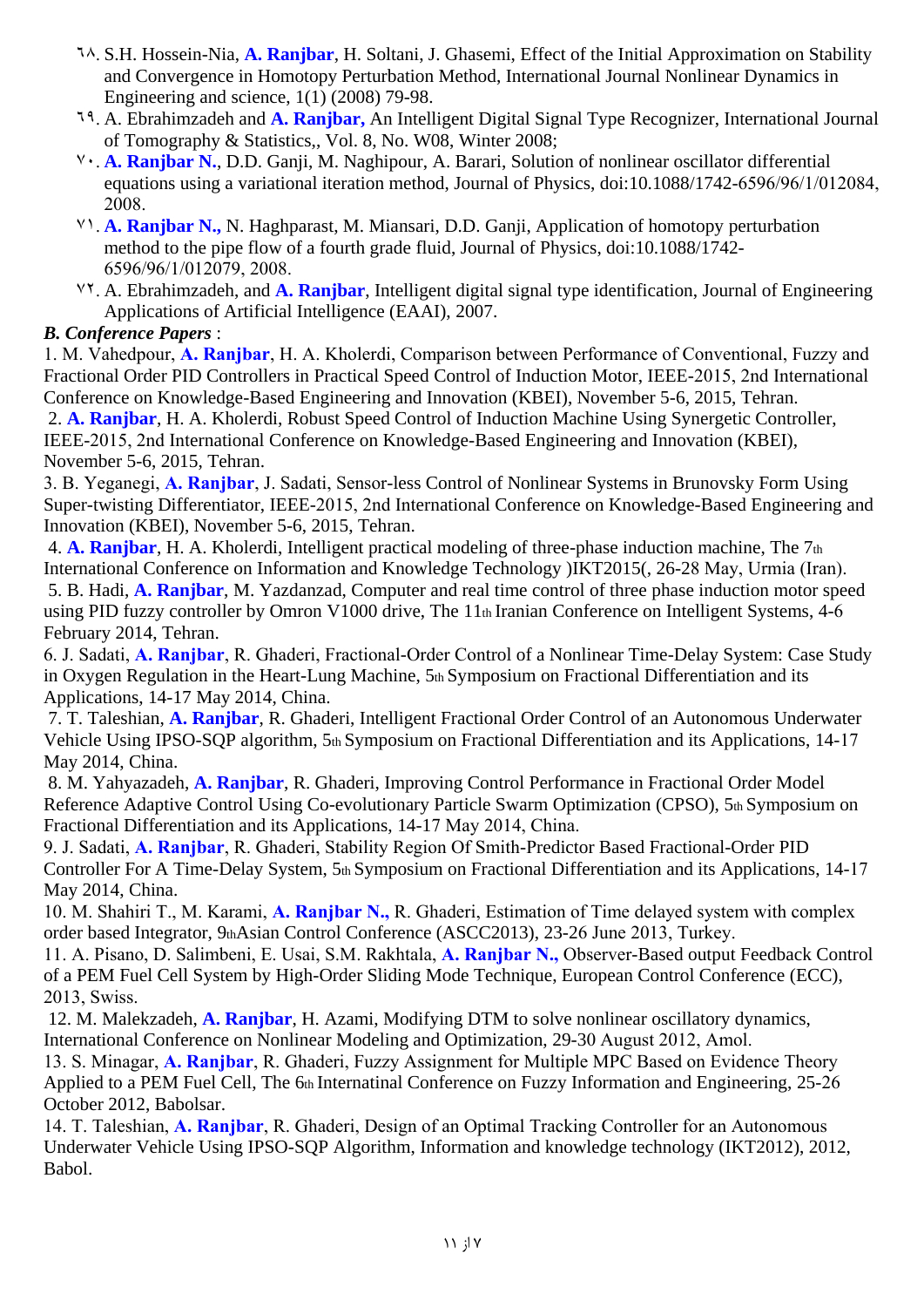٦٨. S.H. Hossein-Nia, **A. Ranjbar**, H. Soltani, J. Ghasemi, Effect of the Initial Approximation on Stability and Convergence in Homotopy Perturbation Method, International Journal Nonlinear Dynamics in Engineering and science, 1(1) (2008) 79-98.

٦٩. A. Ebrahimzadeh and **A. Ranjbar,** An Intelligent Digital Signal Type Recognizer, International Journal of Tomography & Statistics,, Vol. 8, No. W08, Winter 2008;

٧٠. **A. Ranjbar N.**, D.D. Ganji, M. Naghipour, A. Barari, Solution of nonlinear oscillator differential equations using a variational iteration method, Journal of Physics, doi:10.1088/1742-6596/96/1/012084, 2008.

٧١. **A. Ranjbar N.,** N. Haghparast, M. Miansari, D.D. Ganji, Application of homotopy perturbation method to the pipe flow of a fourth grade fluid, Journal of Physics, doi:10.1088/1742-6596/96/1/012079, 2008.

٧٢. A. Ebrahimzadeh, and **A. Ranjbar**, Intelligent digital signal type identification, Journal of Engineering Applications of Artificial Intelligence (EAAI), 2007.

***B. Conference Papers*** :

1. M. Vahedpour, **A. Ranjbar**, H. A. Kholerdi, Comparison between Performance of Conventional, Fuzzy and Fractional Order PID Controllers in Practical Speed Control of Induction Motor, IEEE-2015, 2nd International Conference on Knowledge-Based Engineering and Innovation (KBEI), November 5-6, 2015, Tehran.

2. **A. Ranjbar**, H. A. Kholerdi, Robust Speed Control of Induction Machine Using Synergetic Controller, IEEE-2015, 2nd International Conference on Knowledge-Based Engineering and Innovation (KBEI), November 5-6, 2015, Tehran.

3. B. Yeganegi, **A. Ranjbar**, J. Sadati, Sensor-less Control of Nonlinear Systems in Brunovsky Form Using Super-twisting Differentiator, IEEE-2015, 2nd International Conference on Knowledge-Based Engineering and Innovation (KBEI), November 5-6, 2015, Tehran.

4. **A. Ranjbar**, H. A. Kholerdi, Intelligent practical modeling of three-phase induction machine, The 7th International Conference on Information and Knowledge Technology )IKT2015(, 26-28 May, Urmia (Iran).

5. B. Hadi, **A. Ranjbar**, M. Yazdanzad, Computer and real time control of three phase induction motor speed using PID fuzzy controller by Omron V1000 drive, The 11th Iranian Conference on Intelligent Systems, 4-6 February 2014, Tehran.

6. J. Sadati, **A. Ranjbar**, R. Ghaderi, Fractional-Order Control of a Nonlinear Time-Delay System: Case Study in Oxygen Regulation in the Heart-Lung Machine, 5th Symposium on Fractional Differentiation and its Applications, 14-17 May 2014, China.

7. T. Taleshian, **A. Ranjbar**, R. Ghaderi, Intelligent Fractional Order Control of an Autonomous Underwater Vehicle Using IPSO-SQP algorithm, 5th Symposium on Fractional Differentiation and its Applications, 14-17 May 2014, China.

8. M. Yahyazadeh, **A. Ranjbar**, R. Ghaderi, Improving Control Performance in Fractional Order Model Reference Adaptive Control Using Co-evolutionary Particle Swarm Optimization (CPSO), 5th Symposium on Fractional Differentiation and its Applications, 14-17 May 2014, China.

9. J. Sadati, **A. Ranjbar**, R. Ghaderi, Stability Region Of Smith-Predictor Based Fractional-Order PID Controller For A Time-Delay System, 5th Symposium on Fractional Differentiation and its Applications, 14-17 May 2014, China.

10. M. Shahiri T., M. Karami, **A. Ranjbar N.,** R. Ghaderi, Estimation of Time delayed system with complex order based Integrator, 9thAsian Control Conference (ASCC2013), 23-26 June 2013, Turkey.

11. A. Pisano, D. Salimbeni, E. Usai, S.M. Rakhtala, **A. Ranjbar N.,** Observer-Based output Feedback Control of a PEM Fuel Cell System by High-Order Sliding Mode Technique, European Control Conference (ECC), 2013, Swiss.

12. M. Malekzadeh, **A. Ranjbar**, H. Azami, Modifying DTM to solve nonlinear oscillatory dynamics, International Conference on Nonlinear Modeling and Optimization, 29-30 August 2012, Amol.

13. S. Minagar, **A. Ranjbar**, R. Ghaderi, Fuzzy Assignment for Multiple MPC Based on Evidence Theory Applied to a PEM Fuel Cell, The 6th Internatinal Conference on Fuzzy Information and Engineering, 25-26 October 2012, Babolsar.

14. T. Taleshian, **A. Ranjbar**, R. Ghaderi, Design of an Optimal Tracking Controller for an Autonomous Underwater Vehicle Using IPSO-SQP Algorithm, Information and knowledge technology (IKT2012), 2012, Babol.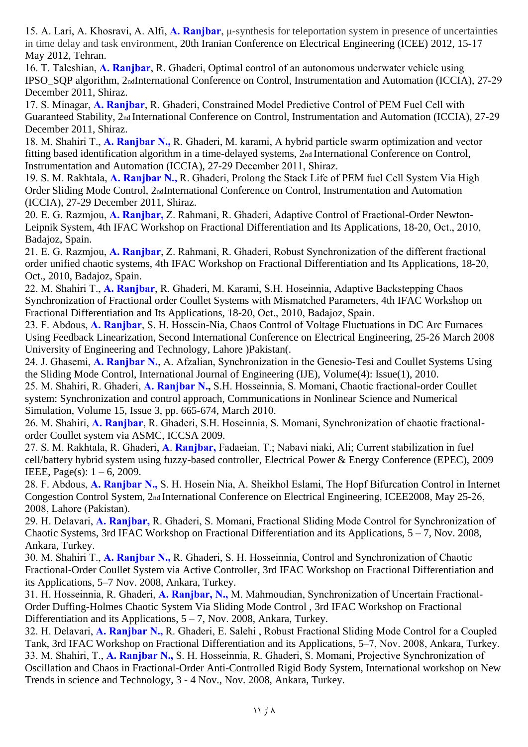15. A. Lari, A. Khosravi, A. Alfi, **A. Ranjbar**, μ-synthesis for teleportation system in presence of uncertainties in time delay and task environment, 20th Iranian Conference on Electrical Engineering (ICEE) 2012, 15-17 May 2012, Tehran.

16. T. Taleshian, **A. Ranjbar**, R. Ghaderi, Optimal control of an autonomous underwater vehicle using IPSO_SQP algorithm, 2nd International Conference on Control, Instrumentation and Automation (ICCIA), 27-29 December 2011, Shiraz.

17. S. Minagar, **A. Ranjbar**, R. Ghaderi, Constrained Model Predictive Control of PEM Fuel Cell with Guaranteed Stability, 2nd International Conference on Control, Instrumentation and Automation (ICCIA), 27-29 December 2011, Shiraz.

18. M. Shahiri T., **A. Ranjbar N.,** R. Ghaderi, M. karami, A hybrid particle swarm optimization and vector fitting based identification algorithm in a time-delayed systems, 2nd International Conference on Control, Instrumentation and Automation (ICCIA), 27-29 December 2011, Shiraz.

19. S. M. Rakhtala, **A. Ranjbar N.,** R. Ghaderi, Prolong the Stack Life of PEM fuel Cell System Via High Order Sliding Mode Control, 2nd International Conference on Control, Instrumentation and Automation (ICCIA), 27-29 December 2011, Shiraz.

20. E. G. Razmjou, **A. Ranjbar,** Z. Rahmani, R. Ghaderi, Adaptive Control of Fractional-Order Newton-Leipnik System, 4th IFAC Workshop on Fractional Differentiation and Its Applications, 18-20, Oct., 2010, Badajoz, Spain.

21. E. G. Razmjou, **A. Ranjbar**, Z. Rahmani, R. Ghaderi, Robust Synchronization of the different fractional order unified chaotic systems, 4th IFAC Workshop on Fractional Differentiation and Its Applications, 18-20, Oct., 2010, Badajoz, Spain.

22. M. Shahiri T., **A. Ranjbar**, R. Ghaderi, M. Karami, S.H. Hoseinnia, Adaptive Backstepping Chaos Synchronization of Fractional order Coullet Systems with Mismatched Parameters, 4th IFAC Workshop on Fractional Differentiation and Its Applications, 18-20, Oct., 2010, Badajoz, Spain.

23. F. Abdous, **A. Ranjbar**, S. H. Hossein-Nia, Chaos Control of Voltage Fluctuations in DC Arc Furnaces Using Feedback Linearization, Second International Conference on Electrical Engineering, 25-26 March 2008 University of Engineering and Technology, Lahore )Pakistan(.

24. J. Ghasemi, **A. Ranjbar N.**, A. Afzalian, Synchronization in the Genesio-Tesi and Coullet Systems Using the Sliding Mode Control, International Journal of Engineering (IJE), Volume(4): Issue(1), 2010.

25. M. Shahiri, R. Ghaderi, **A. Ranjbar N.,** S.H. Hosseinnia, S. Momani, Chaotic fractional-order Coullet system: Synchronization and control approach, Communications in Nonlinear Science and Numerical Simulation, Volume 15, Issue 3, pp. 665-674, March 2010.

26. M. Shahiri, **A. Ranjbar**, R. Ghaderi, S.H. Hoseinnia, S. Momani, Synchronization of chaotic fractional-order Coullet system via ASMC, ICCSA 2009.

27. S. M. Rakhtala, R. Ghaderi, **A**. **Ranjbar,** Fadaeian, T.; Nabavi niaki, Ali; Current stabilization in fuel cell/battery hybrid system using fuzzy-based controller, Electrical Power & Energy Conference (EPEC), 2009 IEEE, Page(s): 1 – 6, 2009.

28. F. Abdous, **A. Ranjbar N.,** S. H. Hosein Nia, A. Sheikhol Eslami, The Hopf Bifurcation Control in Internet Congestion Control System, 2nd International Conference on Electrical Engineering, ICEE2008, May 25-26, 2008, Lahore (Pakistan).

29. H. Delavari, **A. Ranjbar,** R. Ghaderi, S. Momani, Fractional Sliding Mode Control for Synchronization of Chaotic Systems, 3rd IFAC Workshop on Fractional Differentiation and its Applications, 5 – 7, Nov. 2008, Ankara, Turkey.

30. M. Shahiri T., **A. Ranjbar N.,** R. Ghaderi, S. H. Hosseinnia, Control and Synchronization of Chaotic Fractional-Order Coullet System via Active Controller, 3rd IFAC Workshop on Fractional Differentiation and its Applications, 5–7 Nov. 2008, Ankara, Turkey.

31. H. Hosseinnia, R. Ghaderi, **A. Ranjbar, N.,** M. Mahmoudian, Synchronization of Uncertain Fractional-Order Duffing-Holmes Chaotic System Via Sliding Mode Control , 3rd IFAC Workshop on Fractional Differentiation and its Applications, 5 – 7, Nov. 2008, Ankara, Turkey.

32. H. Delavari, **A. Ranjbar N.,** R. Ghaderi, E. Salehi , Robust Fractional Sliding Mode Control for a Coupled Tank, 3rd IFAC Workshop on Fractional Differentiation and its Applications, 5–7, Nov. 2008, Ankara, Turkey.

33. M. Shahiri, T., **A. Ranjbar N.,** S. H. Hosseinnia, R. Ghaderi, S. Momani, Projective Synchronization of Oscillation and Chaos in Fractional-Order Anti-Controlled Rigid Body System, International workshop on New Trends in science and Technology, 3 - 4 Nov., Nov. 2008, Ankara, Turkey.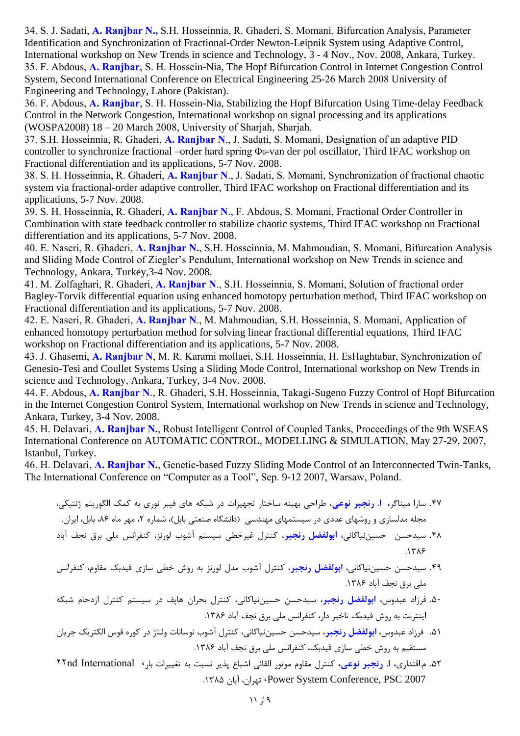34. S. J. Sadati, **A. Ranjbar N.,** S.H. Hosseinnia, R. Ghaderi, S. Momani, Bifurcation Analysis, Parameter Identification and Synchronization of Fractional-Order Newton-Leipnik System using Adaptive Control, International workshop on New Trends in science and Technology, 3 - 4 Nov., Nov. 2008, Ankara, Turkey.
35. F. Abdous, **A. Ranjbar**, S. H. Hossein-Nia, The Hopf Bifurcation Control in Internet Congestion Control System, Second International Conference on Electrical Engineering 25-26 March 2008 University of Engineering and Technology, Lahore (Pakistan).
36. F. Abdous, **A. Ranjbar**, S. H. Hossein-Nia, Stabilizing the Hopf Bifurcation Using Time-delay Feedback Control in the Network Congestion, International workshop on signal processing and its applications (WOSPA2008) 18 – 20 March 2008, University of Sharjah, Sharjah.
37. S.H. Hosseinnia, R. Ghaderi, **A. Ranjbar N**., J. Sadati, S. Momani, Designation of an adaptive PID controller to synchronize fractional –order hard spring $\Phi_6$-van der pol oscillator, Third IFAC workshop on Fractional differentiation and its applications, 5-7 Nov. 2008.
38. S. H. Hosseinnia, R. Ghaderi, **A. Ranjbar N**., J. Sadati, S. Momani, Synchronization of fractional chaotic system via fractional-order adaptive controller, Third IFAC workshop on Fractional differentiation and its applications, 5-7 Nov. 2008.
39. S. H. Hosseinnia, R. Ghaderi, **A. Ranjbar N**., F. Abdous, S. Momani, Fractional Order Controller in Combination with state feedback controller to stabilize chaotic systems, Third IFAC workshop on Fractional differentiation and its applications, 5-7 Nov. 2008.
40. E. Naseri, R. Ghaderi, **A. Ranjbar N.**, S.H. Hosseinnia, M. Mahmoudian, S. Momani, Bifurcation Analysis and Sliding Mode Control of Ziegler's Pendulum, International workshop on New Trends in science and Technology, Ankara, Turkey,3-4 Nov. 2008.
41. M. Zolfaghari, R. Ghaderi, **A. Ranjbar N**., S.H. Hosseinnia, S. Momani, Solution of fractional order Bagley-Torvik differential equation using enhanced homotopy perturbation method, Third IFAC workshop on Fractional differentiation and its applications, 5-7 Nov. 2008.
42. E. Naseri, R. Ghaderi, **A. Ranjbar N**., M. Mahmoudian, S.H. Hosseinnia, S. Momani, Application of enhanced homotopy perturbation method for solving linear fractional differential equations, Third IFAC workshop on Fractional differentiation and its applications, 5-7 Nov. 2008.
43. J. Ghasemi, **A. Ranjbar N**, M. R. Karami mollaei, S.H. Hosseinnia, H. EsHaghtabar, Synchronization of Genesio-Tesi and Coullet Systems Using a Sliding Mode Control, International workshop on New Trends in science and Technology, Ankara, Turkey, 3-4 Nov. 2008.
44. F. Abdous, **A. Ranjbar N**., R. Ghaderi, S.H. Hosseinnia, Takagi-Sugeno Fuzzy Control of Hopf Bifurcation in the Internet Congestion Control System, International workshop on New Trends in science and Technology, Ankara, Turkey, 3-4 Nov. 2008.
45. H. Delavari, **A. Ranjbar N.**, Robust Intelligent Control of Coupled Tanks, Proceedings of the 9th WSEAS International Conference on AUTOMATIC CONTROL, MODELLING & SIMULATION, May 27-29, 2007, Istanbul, Turkey.
46. H. Delavari, **A. Ranjbar N.**, Genetic-based Fuzzy Sliding Mode Control of an Interconnected Twin-Tanks, The International Conference on "Computer as a Tool", Sep. 9-12 2007, Warsaw, Poland.

۴۷. سارا میناگر، **ا. رنجبر نوعی**، طراحی بهینه ساختار تجهیزات در شبکه های فیبر نوری به کمک الگوریتم ژنتیکی، مجله مدلسازی و روشهای عددی در سیستمهای مهندسی (دانشگاه صنعتی بابل)، شماره ۲، مهر ماه ۸۶، بابل، ایران.

۴۸. سیدحسن حسین‌نیاکانی، **ابولفضل رنجبر**، کنترل غیرخطی سیستم آشوب لورنز، کنفرانس ملی برق نجف آباد ۱۳۸۶.

۴۹. سیدحسن حسین‌نیاکانی، **ابولفضل رنجبر**، کنترل آشوب مدل لورنز به روش خطی سازی فیدبک مقاوم، کنفرانس ملی برق نجف آباد ۱۳۸۶.

۵۰. فرزاد عبدوس، **ابولفضل رنجبر**، سیدحسن حسین‌نیاکانی، کنترل بحران هاپف در سیستم کنترل ازدحام شبکه اینترنت به روش فیدبک تاخیر دار، کنفرانس ملی برق نجف آباد ۱۳۸۶.

۵۱. فرزاد عبدوس، **ابولفضل رنجبر**، سیدحسن حسین‌نیاکانی، کنترل آشوب نوسانات ولتاژ در کوره قوس الکتریک جریان مستقیم به روش خطی سازی فیدبک، کنفرانس ملی برق نجف آباد ۱۳۸۶.

۵۲. م.اقتداری، **ا. رنجبر نوعی**، کنترل مقاوم موتور القائی اشباع پذیر نسبت به تغییرات بار، 22nd International Power System Conference, PSC 2007، تهران، آبان ۱۳۸۵.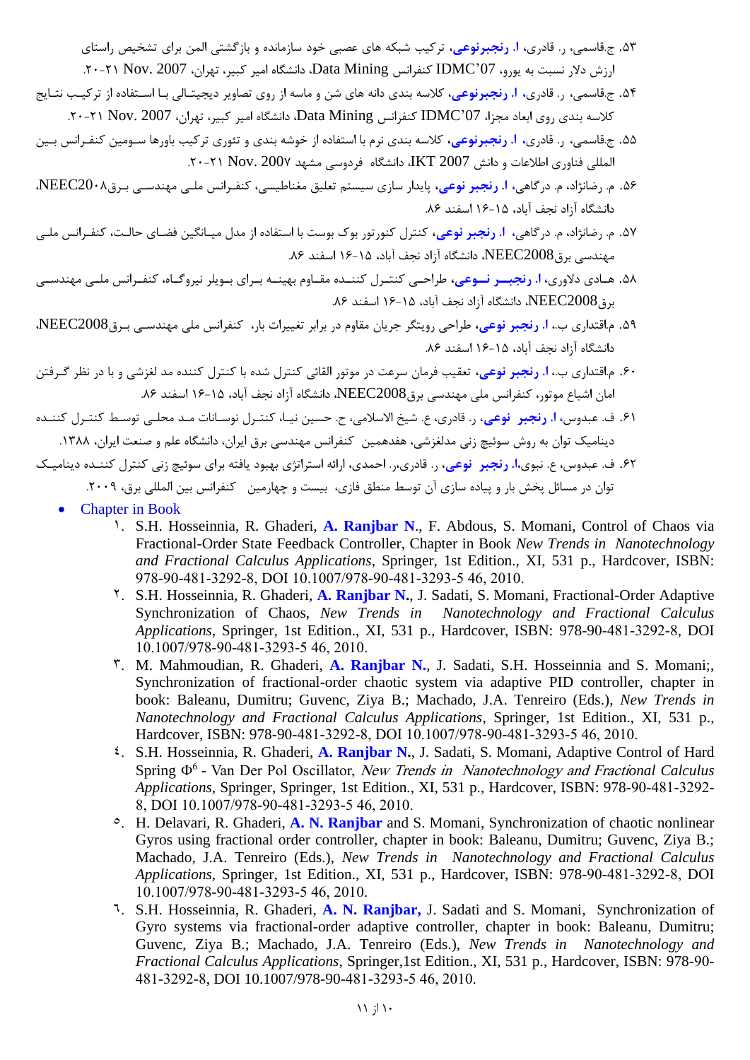۵۳. ج.قاسمی، ر. قادری، **ا. رنجبرنوعی**، ترکیب شبکه های عصبی خود سازمانده و بازگشتی المن برای تشخیص راستای ارزش دلار نسبت به یورو، IDMC'07 کنفرانس Data Mining، دانشگاه امیر کبیر، تهران، Nov. 2007 ۲۱-۲۰.

۵۴. ج.قاسمی، ر. قادری، **ا. رنجبرنوعی**، کلاسه بندی دانه های شن و ماسه از روی تصاویر دیجیتالی با استفاده از ترکیب نتایج کلاسه بندی روی ابعاد مجزا، IDMC'07 کنفرانس Data Mining، دانشگاه امیر کبیر، تهران، Nov. 2007 ۲۱-۲۰.

۵۵. ج.قاسمی، ر. قادری، **ا. رنجبرنوعی**، کلاسه بندی نرم با استفاده از خوشه بندی و تئوری ترکیب باورها سومین کنفرانس بین المللی فناوری اطلاعات و دانش IKT 2007، دانشگاه فردوسی مشهد Nov. 2007 ۲۱-۲۰.

۵۶. م. رضانژاد، م. درگاهی، **ا. رنجبر نوعی**، پایدار سازی سیستم تعلیق مغناطیسی، کنفرانس ملی مهندسی برقNEEC2008، دانشگاه آزاد نجف آباد، ۱۵-۱۶ اسفند ۸۶.

۵۷. م. رضانژاد، م. درگاهی، **ا. رنجبر نوعی**، کنترل کنورتور بوک بوست با استفاده از مدل میانگین فضای حالت، کنفرانس ملی مهندسی برقNEEC2008، دانشگاه آزاد نجف آباد، ۱۵-۱۶ اسفند ۸۶.

۵۸. هادی دلاوری، **ا. رنجبر نوعی**، طراحی کنترل کننده مقاوم بهینه برای بویلر نیروگاه، کنفرانس ملی مهندسی برقNEEC2008، دانشگاه آزاد نجف آباد، ۱۵-۱۶ اسفند ۸۶.

۵۹. م.اقتداری ب.، **ا. رنجبر نوعی**، طراحی رویتگر جریان مقاوم در برابر تغییرات بار، کنفرانس ملی مهندسی برقNEEC2008، دانشگاه آزاد نجف آباد، ۱۵-۱۶ اسفند ۸۶.

۶۰. م.اقتداری ب.، **ا. رنجبر نوعی**، تعقیب فرمان سرعت در موتور القائی کنترل شده با کنترل کننده مد لغزشی و با در نظر گرفتن امان اشباع موتور، کنفرانس ملی مهندسی برقNEEC2008، دانشگاه آزاد نجف آباد، ۱۵-۱۶ اسفند ۸۶.

۶۱. ف. عبدوس، **ا. رنجبر نوعی**، ر. قادری، ع. شیخ الاسلامی، ح. حسین نیا، کنترل نوسانات مد محلی توسط کنترل کننده دینامیک توان به روش سوئیچ زنی مدلغزشی، هفدهمین کنفرانس مهندسی برق ایران، دانشگاه علم و صنعت ایران، ۱۳۸۸.

۶۲. ف. عبدوس، ع. نبوی،**ا. رنجبر نوعی**، ر. قادری،ر. احمدی، ارائه استراتژی بهبود یافته برای سوئیچ زنی کنترل کننده دینامیک توان در مسائل پخش بار و پیاده سازی آن توسط منطق فازی، بیست و چهارمین کنفرانس بین المللی برق، ۲۰۰۹.

- Chapter in Book

1. S.H. Hosseinnia, R. Ghaderi, **A. Ranjbar N.**, F. Abdous, S. Momani, Control of Chaos via Fractional-Order State Feedback Controller, Chapter in Book *New Trends in Nanotechnology and Fractional Calculus Applications*, Springer, 1st Edition., XI, 531 p., Hardcover, ISBN: 978-90-481-3292-8, DOI 10.1007/978-90-481-3293-5 46, 2010.
2. S.H. Hosseinnia, R. Ghaderi, **A. Ranjbar N.**, J. Sadati, S. Momani, Fractional-Order Adaptive Synchronization of Chaos, *New Trends in Nanotechnology and Fractional Calculus Applications*, Springer, 1st Edition., XI, 531 p., Hardcover, ISBN: 978-90-481-3292-8, DOI 10.1007/978-90-481-3293-5 46, 2010.
3. M. Mahmoudian, R. Ghaderi, **A. Ranjbar N.**, J. Sadati, S.H. Hosseinnia and S. Momani;, Synchronization of fractional-order chaotic system via adaptive PID controller, chapter in book: Baleanu, Dumitru; Guvenc, Ziya B.; Machado, J.A. Tenreiro (Eds.), *New Trends in Nanotechnology and Fractional Calculus Applications*, Springer, 1st Edition., XI, 531 p., Hardcover, ISBN: 978-90-481-3292-8, DOI 10.1007/978-90-481-3293-5 46, 2010.
4. S.H. Hosseinnia, R. Ghaderi, **A. Ranjbar N.**, J. Sadati, S. Momani, Adaptive Control of Hard Spring $\Phi^6$ - Van Der Pol Oscillator, *New Trends in Nanotechnology and Fractional Calculus Applications*, Springer, Springer, 1st Edition., XI, 531 p., Hardcover, ISBN: 978-90-481-3292-8, DOI 10.1007/978-90-481-3293-5 46, 2010.
5. H. Delavari, R. Ghaderi, **A. N. Ranjbar** and S. Momani, Synchronization of chaotic nonlinear Gyros using fractional order controller, chapter in book: Baleanu, Dumitru; Guvenc, Ziya B.; Machado, J.A. Tenreiro (Eds.), *New Trends in Nanotechnology and Fractional Calculus Applications*, Springer, 1st Edition., XI, 531 p., Hardcover, ISBN: 978-90-481-3292-8, DOI 10.1007/978-90-481-3293-5 46, 2010.
6. S.H. Hosseinnia, R. Ghaderi, **A. N. Ranjbar,** J. Sadati and S. Momani, Synchronization of Gyro systems via fractional-order adaptive controller, chapter in book: Baleanu, Dumitru; Guvenc, Ziya B.; Machado, J.A. Tenreiro (Eds.), *New Trends in Nanotechnology and Fractional Calculus Applications*, Springer,1st Edition., XI, 531 p., Hardcover, ISBN: 978-90-481-3292-8, DOI 10.1007/978-90-481-3293-5 46, 2010.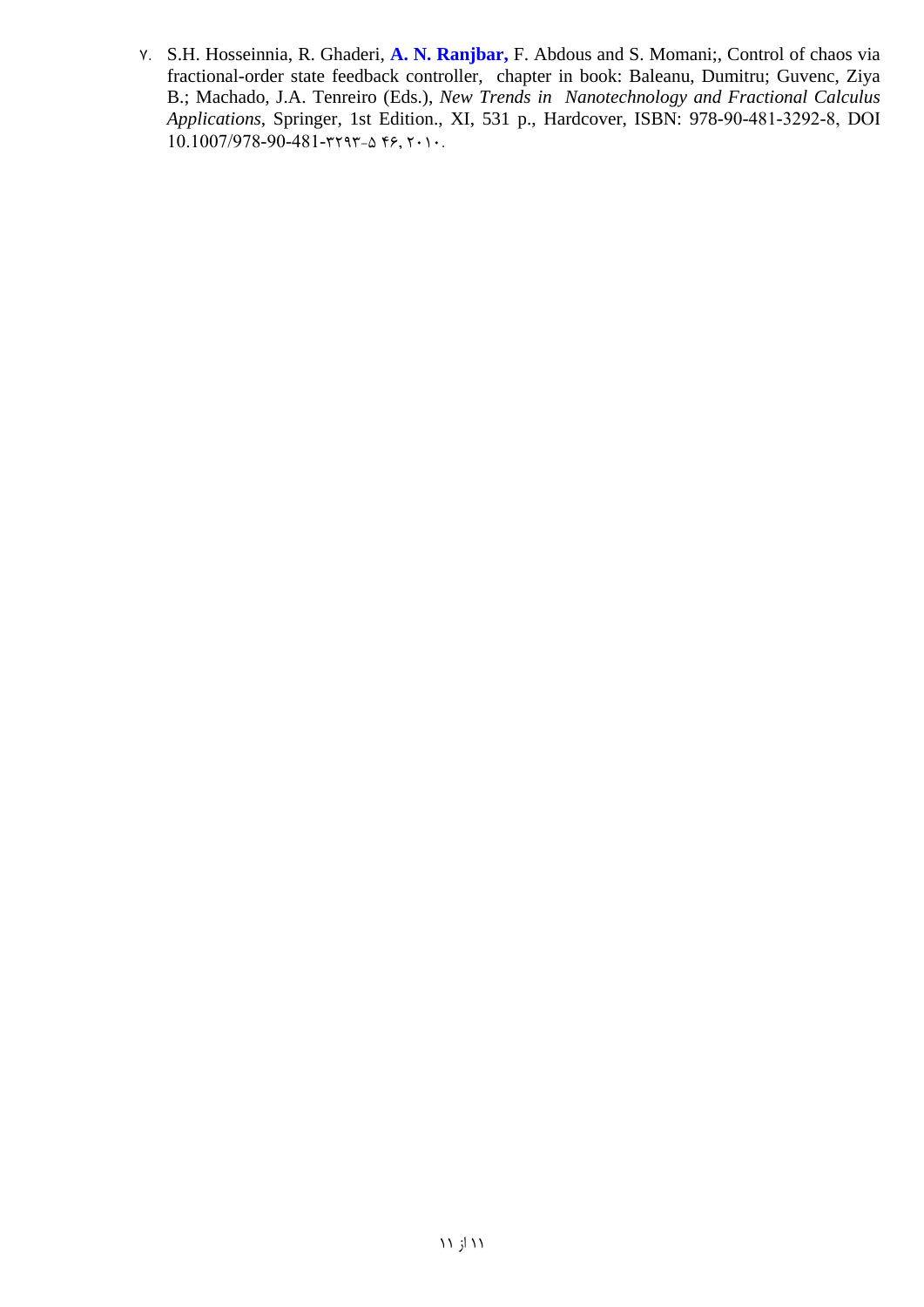۷. S.H. Hosseinnia, R. Ghaderi, **A. N. Ranjbar,** F. Abdous and S. Momani;, Control of chaos via fractional-order state feedback controller, chapter in book: Baleanu, Dumitru; Guvenc, Ziya B.; Machado, J.A. Tenreiro (Eds.), *New Trends in Nanotechnology and Fractional Calculus Applications*, Springer, 1st Edition., XI, 531 p., Hardcover, ISBN: 978-90-481-3292-8, DOI 10.1007/978-90-481-۳۲۹۳-۵ ۴۶, ۲۰۱۰.